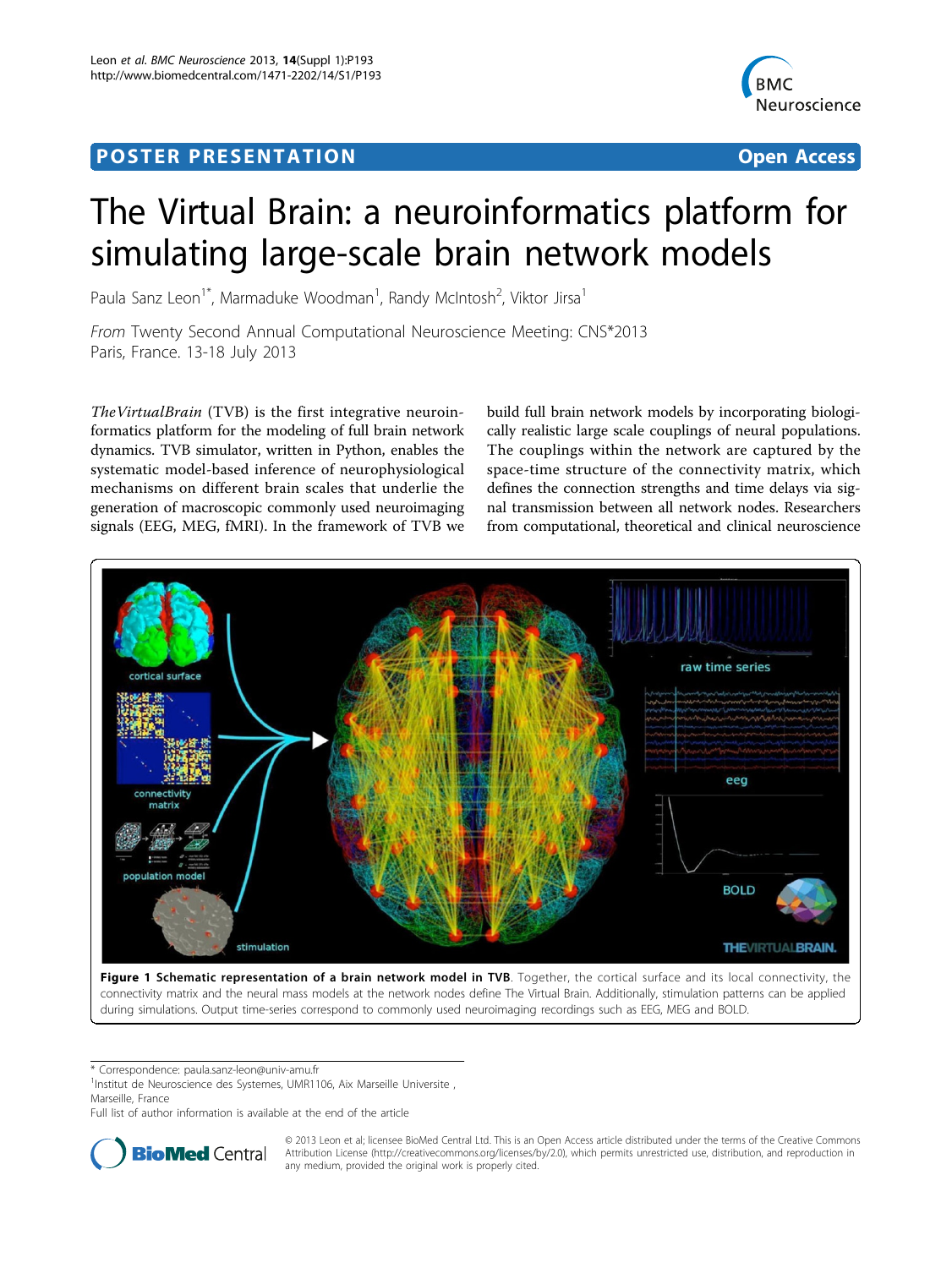POSTER PRESENTATION

Open Access

# The Virtual Brain: a neuroinformatics platform for simulating large-scale brain network models

Paula Sanz Leon[1*], Marmaduke Woodman[1], Randy McIntosh[2], Viktor Jirsa[1]

*From* Twenty Second Annual Computational Neuroscience Meeting: CNS*2013
Paris, France. 13-18 July 2013

*TheVirtualBrain* (TVB) is the first integrative neuroinformatics platform for the modeling of full brain network dynamics. TVB simulator, written in Python, enables the systematic model-based inference of neurophysiological mechanisms on different brain scales that underlie the generation of macroscopic commonly used neuroimaging signals (EEG, MEG, fMRI). In the framework of TVB we build full brain network models by incorporating biologically realistic large scale couplings of neural populations. The couplings within the network are captured by the space-time structure of the connectivity matrix, which defines the connection strengths and time delays via signal transmission between all network nodes. Researchers from computational, theoretical and clinical neuroscience

**Figure 1 Schematic representation of a brain network model in TVB**. Together, the cortical surface and its local connectivity, the connectivity matrix and the neural mass models at the network nodes define The Virtual Brain. Additionally, stimulation patterns can be applied during simulations. Output time-series correspond to commonly used neuroimaging recordings such as EEG, MEG and BOLD.

\* Correspondence: paula.sanz-leon@univ-amu.fr
[1]Institut de Neuroscience des Systemes, UMR1106, Aix Marseille Universite , Marseille, France
Full list of author information is available at the end of the article

© 2013 Leon et al; licensee BioMed Central Ltd. This is an Open Access article distributed under the terms of the Creative Commons Attribution License (http://creativecommons.org/licenses/by/2.0), which permits unrestricted use, distribution, and reproduction in any medium, provided the original work is properly cited.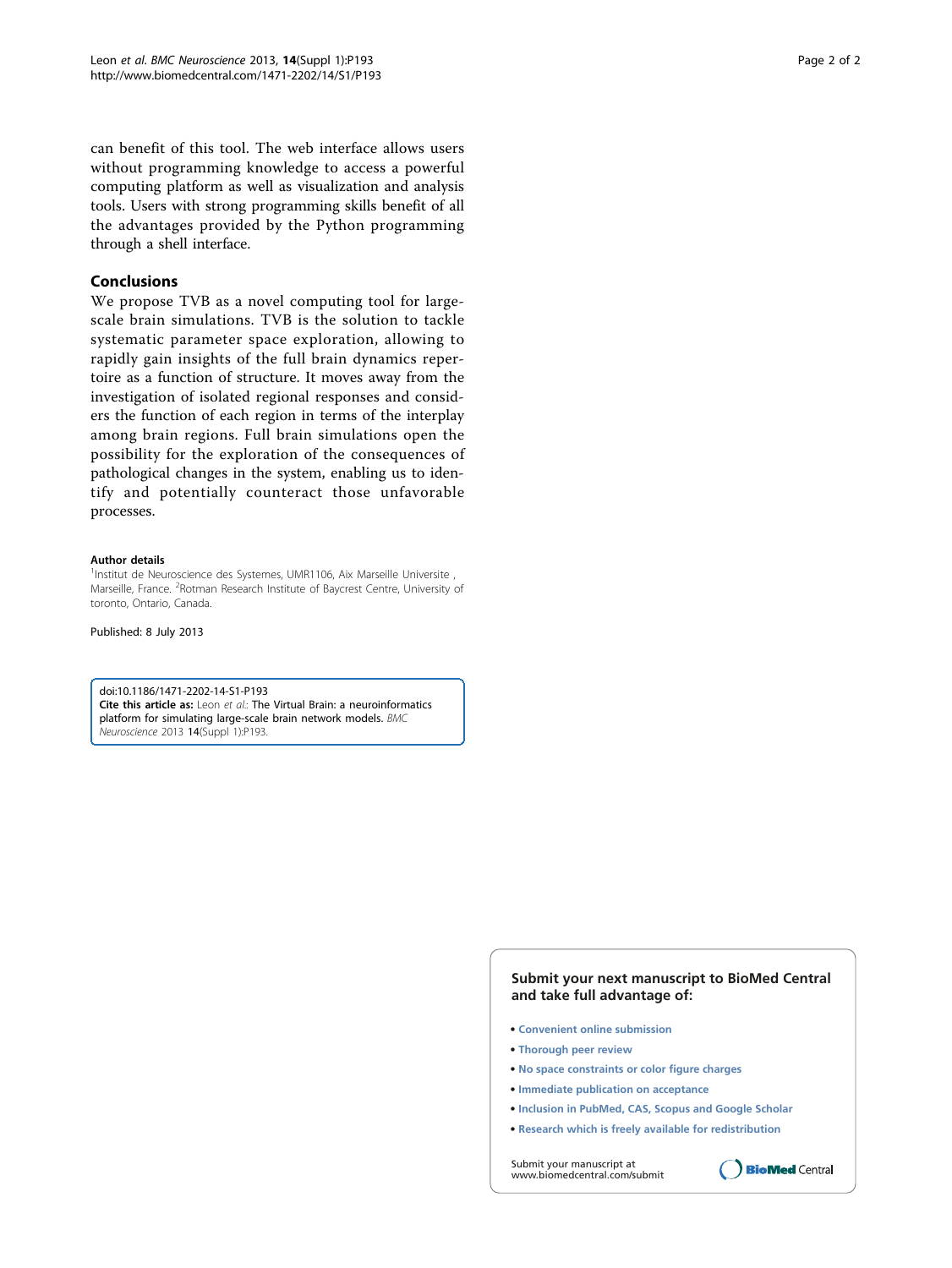can benefit of this tool. The web interface allows users without programming knowledge to access a powerful computing platform as well as visualization and analysis tools. Users with strong programming skills benefit of all the advantages provided by the Python programming through a shell interface.

## Conclusions

We propose TVB as a novel computing tool for large-scale brain simulations. TVB is the solution to tackle systematic parameter space exploration, allowing to rapidly gain insights of the full brain dynamics repertoire as a function of structure. It moves away from the investigation of isolated regional responses and considers the function of each region in terms of the interplay among brain regions. Full brain simulations open the possibility for the exploration of the consequences of pathological changes in the system, enabling us to identify and potentially counteract those unfavorable processes.

#### Author details

[1]Institut de Neuroscience des Systemes, UMR1106, Aix Marseille Universite , Marseille, France. [2]Rotman Research Institute of Baycrest Centre, University of toronto, Ontario, Canada.

Published: 8 July 2013

doi:10.1186/1471-2202-14-S1-P193
**Cite this article as:** Leon *et al.*: The Virtual Brain: a neuroinformatics platform for simulating large-scale brain network models. *BMC Neuroscience* 2013 **14**(Suppl 1):P193.

**Submit your next manuscript to BioMed Central and take full advantage of:**

- Convenient online submission
- Thorough peer review
- No space constraints or color figure charges
- Immediate publication on acceptance
- Inclusion in PubMed, CAS, Scopus and Google Scholar
- Research which is freely available for redistribution

Submit your manuscript at
www.biomedcentral.com/submit

BioMed Central